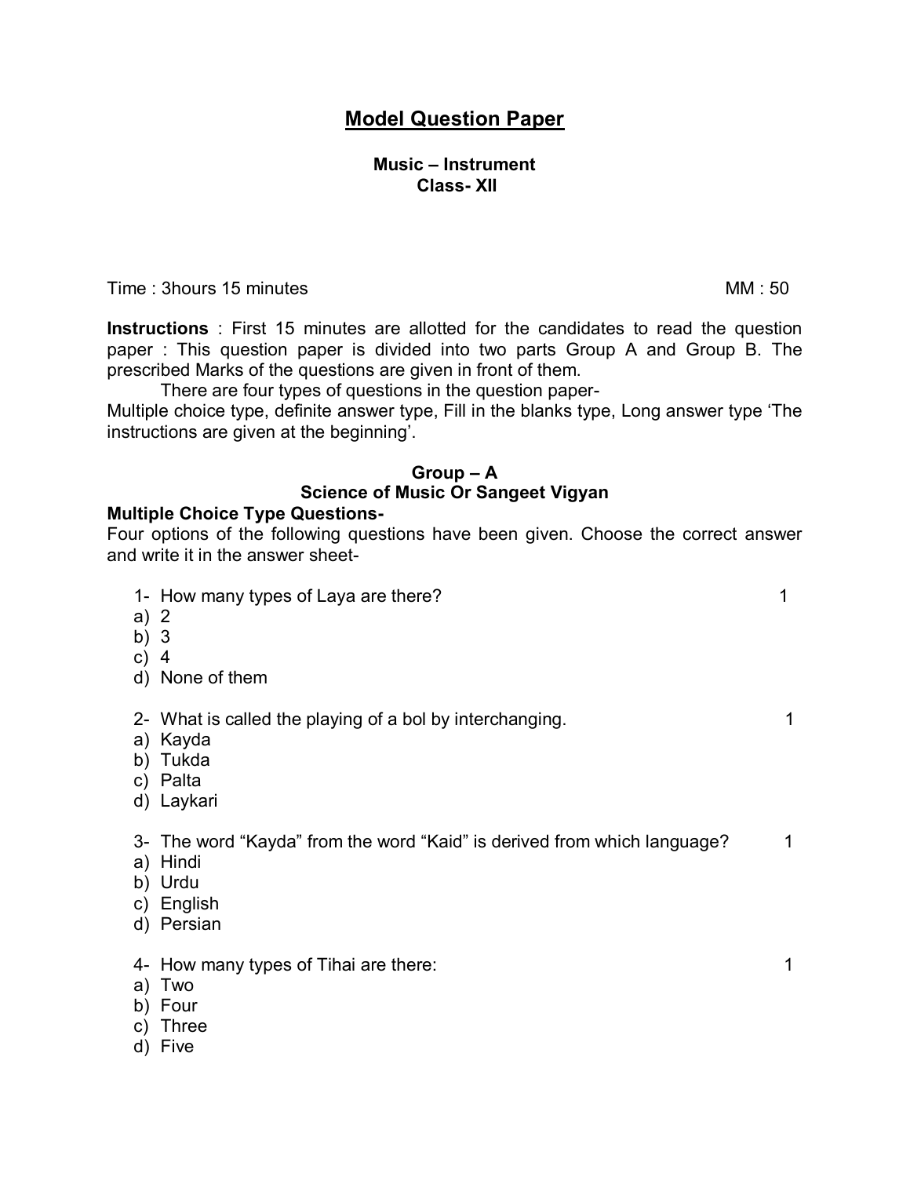# Model Question Paper

**Music – Instrument**
**Class- XII**

Time : 3hours 15 minutes MM : 50

**Instructions** : First 15 minutes are allotted for the candidates to read the question paper : This question paper is divided into two parts Group A and Group B. The prescribed Marks of the questions are given in front of them.

There are four types of questions in the question paper-
Multiple choice type, definite answer type, Fill in the blanks type, Long answer type 'The instructions are given at the beginning'.

## Group – A
## Science of Music Or Sangeet Vigyan

**Multiple Choice Type Questions-**

Four options of the following questions have been given. Choose the correct answer and write it in the answer sheet-

1- How many types of Laya are there? 1

a) 2
b) 3
c) 4
d) None of them

2- What is called the playing of a bol by interchanging. 1

a) Kayda
b) Tukda
c) Palta
d) Laykari

3- The word "Kayda" from the word "Kaid" is derived from which language? 1

a) Hindi
b) Urdu
c) English
d) Persian

4- How many types of Tihai are there: 1

a) Two
b) Four
c) Three
d) Five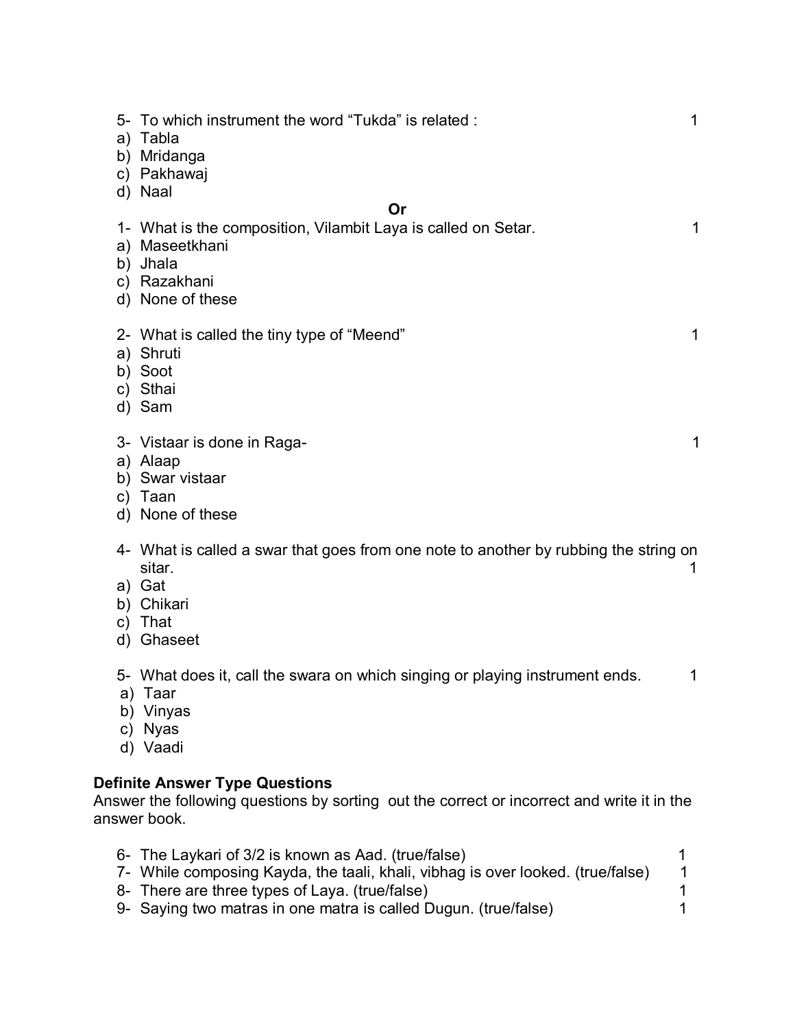5- To which instrument the word "Tukda" is related : 1

a) Tabla
b) Mridanga
c) Pakhawaj
d) Naal

**Or**

1- What is the composition, Vilambit Laya is called on Setar. 1

a) Maseetkhani
b) Jhala
c) Razakhani
d) None of these

2- What is called the tiny type of "Meend" 1

a) Shruti
b) Soot
c) Sthai
d) Sam

3- Vistaar is done in Raga- 1

a) Alaap
b) Swar vistaar
c) Taan
d) None of these

4- What is called a swar that goes from one note to another by rubbing the string on sitar. 1

a) Gat
b) Chikari
c) That
d) Ghaseet

5- What does it, call the swara on which singing or playing instrument ends. 1

a) Taar
b) Vinyas
c) Nyas
d) Vaadi

**Definite Answer Type Questions**

Answer the following questions by sorting out the correct or incorrect and write it in the answer book.

6- The Laykari of 3/2 is known as Aad. (true/false) 1

7- While composing Kayda, the taali, khali, vibhag is over looked. (true/false) 1

8- There are three types of Laya. (true/false) 1

9- Saying two matras in one matra is called Dugun. (true/false) 1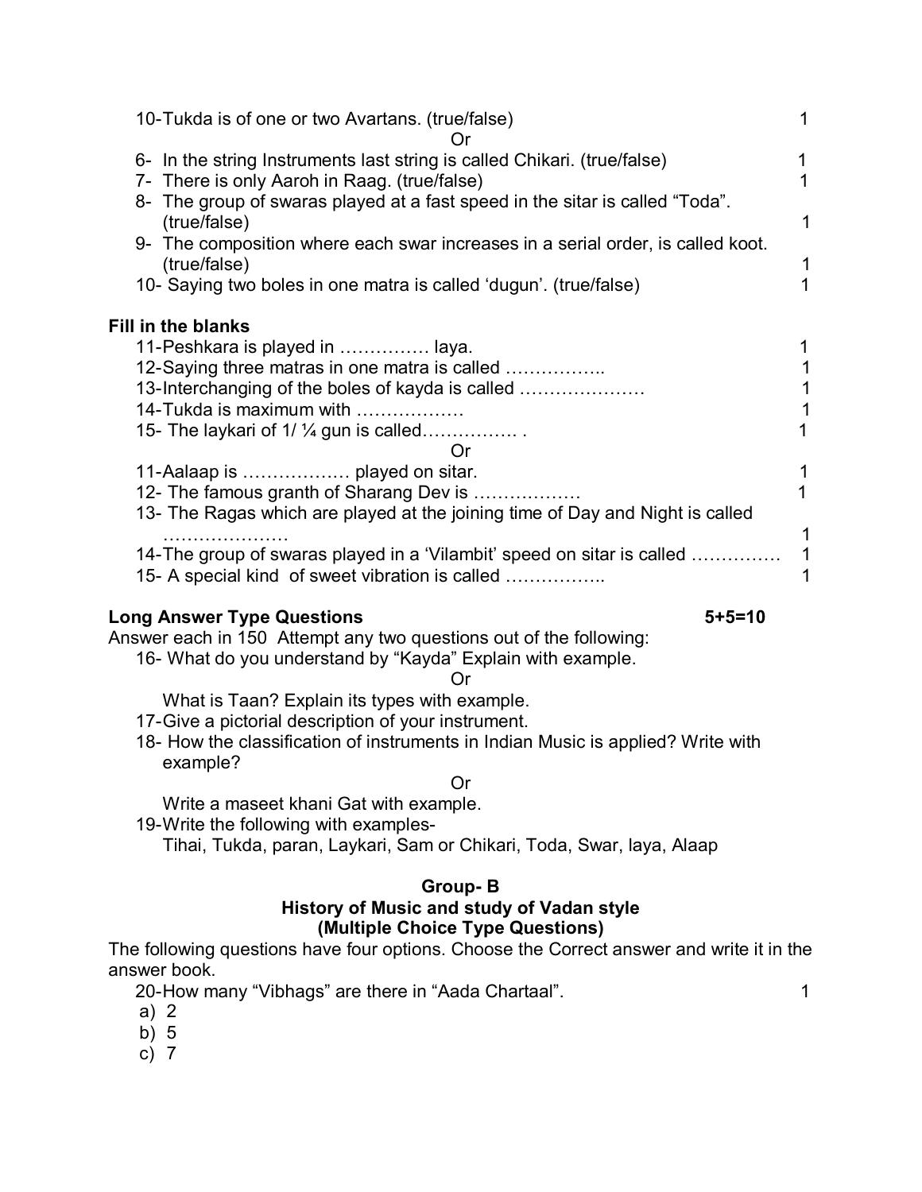10-Tukda is of one or two Avartans. (true/false) 1

Or

6- In the string Instruments last string is called Chikari. (true/false) 1

7- There is only Aaroh in Raag. (true/false) 1

8- The group of swaras played at a fast speed in the sitar is called "Toda". (true/false) 1

9- The composition where each swar increases in a serial order, is called koot. (true/false) 1

10- Saying two boles in one matra is called 'dugun'. (true/false) 1

**Fill in the blanks**

11-Peshkara is played in …………… laya. 1

12-Saying three matras in one matra is called …………….. 1

13-Interchanging of the boles of kayda is called ………………… 1

14-Tukda is maximum with ……………… 1

15- The laykari of 1/ ¼ gun is called……………. . 1

Or

11-Aalaap is ……………… played on sitar. 1

12- The famous granth of Sharang Dev is ……………… 1

13- The Ragas which are played at the joining time of Day and Night is called ………………… 1

14-The group of swaras played in a 'Vilambit' speed on sitar is called …………… 1

15- A special kind of sweet vibration is called …………….. 1

**Long Answer Type Questions** **5+5=10**

Answer each in 150 Attempt any two questions out of the following:

16- What do you understand by "Kayda" Explain with example.

Or

What is Taan? Explain its types with example.

17-Give a pictorial description of your instrument.

18- How the classification of instruments in Indian Music is applied? Write with example?

Or

Write a maseet khani Gat with example.

19-Write the following with examples-

Tihai, Tukda, paran, Laykari, Sam or Chikari, Toda, Swar, laya, Alaap

## Group- B
### History of Music and study of Vadan style
### (Multiple Choice Type Questions)

The following questions have four options. Choose the Correct answer and write it in the answer book.

20-How many "Vibhags" are there in "Aada Chartaal". 1

a) 2

b) 5

c) 7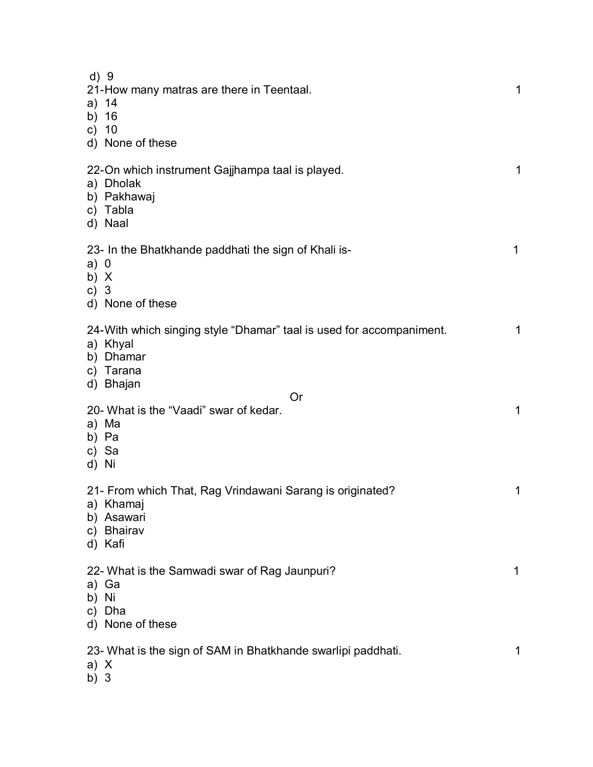d) 9

21-How many matras are there in Teentaal. 1

a) 14
b) 16
c) 10
d) None of these

22-On which instrument Gajjhampa taal is played. 1

a) Dholak
b) Pakhawaj
c) Tabla
d) Naal

23- In the Bhatkhande paddhati the sign of Khali is- 1

a) 0
b) X
c) 3
d) None of these

24-With which singing style "Dhamar" taal is used for accompaniment. 1

a) Khyal
b) Dhamar
c) Tarana
d) Bhajan

Or

20- What is the "Vaadi" swar of kedar. 1

a) Ma
b) Pa
c) Sa
d) Ni

21- From which That, Rag Vrindawani Sarang is originated? 1

a) Khamaj
b) Asawari
c) Bhairav
d) Kafi

22- What is the Samwadi swar of Rag Jaunpuri? 1

a) Ga
b) Ni
c) Dha
d) None of these

23- What is the sign of SAM in Bhatkhande swarlipi paddhati. 1

a) X
b) 3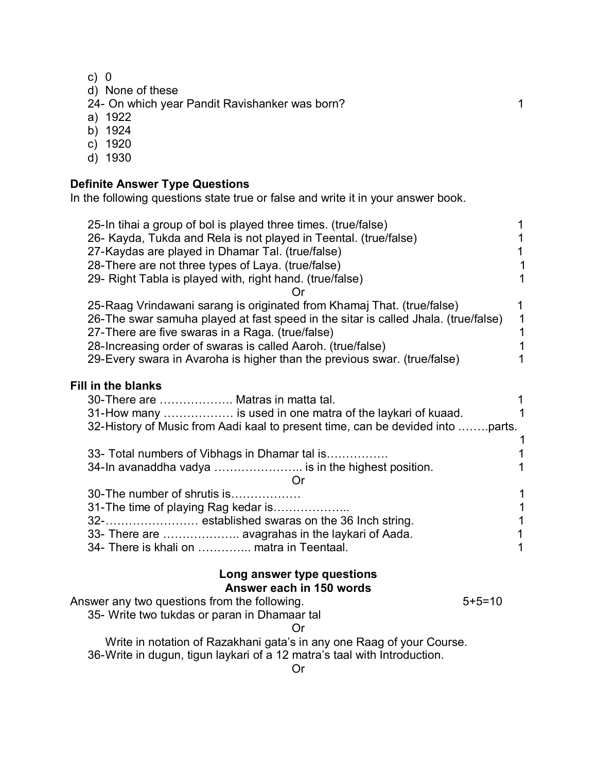c) 0
d) None of these

24- On which year Pandit Ravishanker was born? 1

a) 1922
b) 1924
c) 1920
d) 1930

**Definite Answer Type Questions**

In the following questions state true or false and write it in your answer book.

25-In tihai a group of bol is played three times. (true/false) 1
26- Kayda, Tukda and Rela is not played in Teental. (true/false) 1
27-Kaydas are played in Dhamar Tal. (true/false) 1
28-There are not three types of Laya. (true/false) 1
29- Right Tabla is played with, right hand. (true/false) 1

Or

25-Raag Vrindawani sarang is originated from Khamaj That. (true/false) 1
26-The swar samuha played at fast speed in the sitar is called Jhala. (true/false) 1
27-There are five swaras in a Raga. (true/false) 1
28-Increasing order of swaras is called Aaroh. (true/false) 1
29-Every swara in Avaroha is higher than the previous swar. (true/false) 1

**Fill in the blanks**

30-There are ………………. Matras in matta tal. 1
31-How many ……………… is used in one matra of the laykari of kuaad. 1
32-History of Music from Aadi kaal to present time, can be devided into ……..parts. 1
33- Total numbers of Vibhags in Dhamar tal is……………. 1
34-In avanaddha vadya ………………….. is in the highest position. 1

Or

30-The number of shrutis is……………… 1
31-The time of playing Rag kedar is……………….. 1
32-…………………… established swaras on the 36 Inch string. 1
33- There are ……………….. avagrahas in the laykari of Aada. 1
34- There is khali on ………….. matra in Teentaal. 1

**Long answer type questions**
**Answer each in 150 words**

Answer any two questions from the following. 5+5=10

35- Write two tukdas or paran in Dhamaar tal

Or

Write in notation of Razakhani gata's in any one Raag of your Course.

36-Write in dugun, tigun laykari of a 12 matra's taal with Introduction.

Or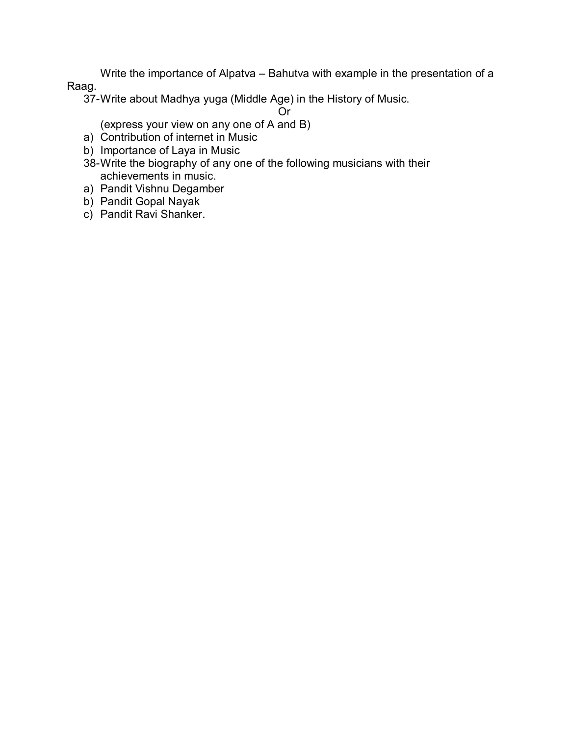Write the importance of Alpatva – Bahutva with example in the presentation of a Raag.

37- Write about Madhya yuga (Middle Age) in the History of Music.

Or

(express your view on any one of A and B)

a) Contribution of internet in Music
b) Importance of Laya in Music

38- Write the biography of any one of the following musicians with their achievements in music.

a) Pandit Vishnu Degamber
b) Pandit Gopal Nayak
c) Pandit Ravi Shanker.